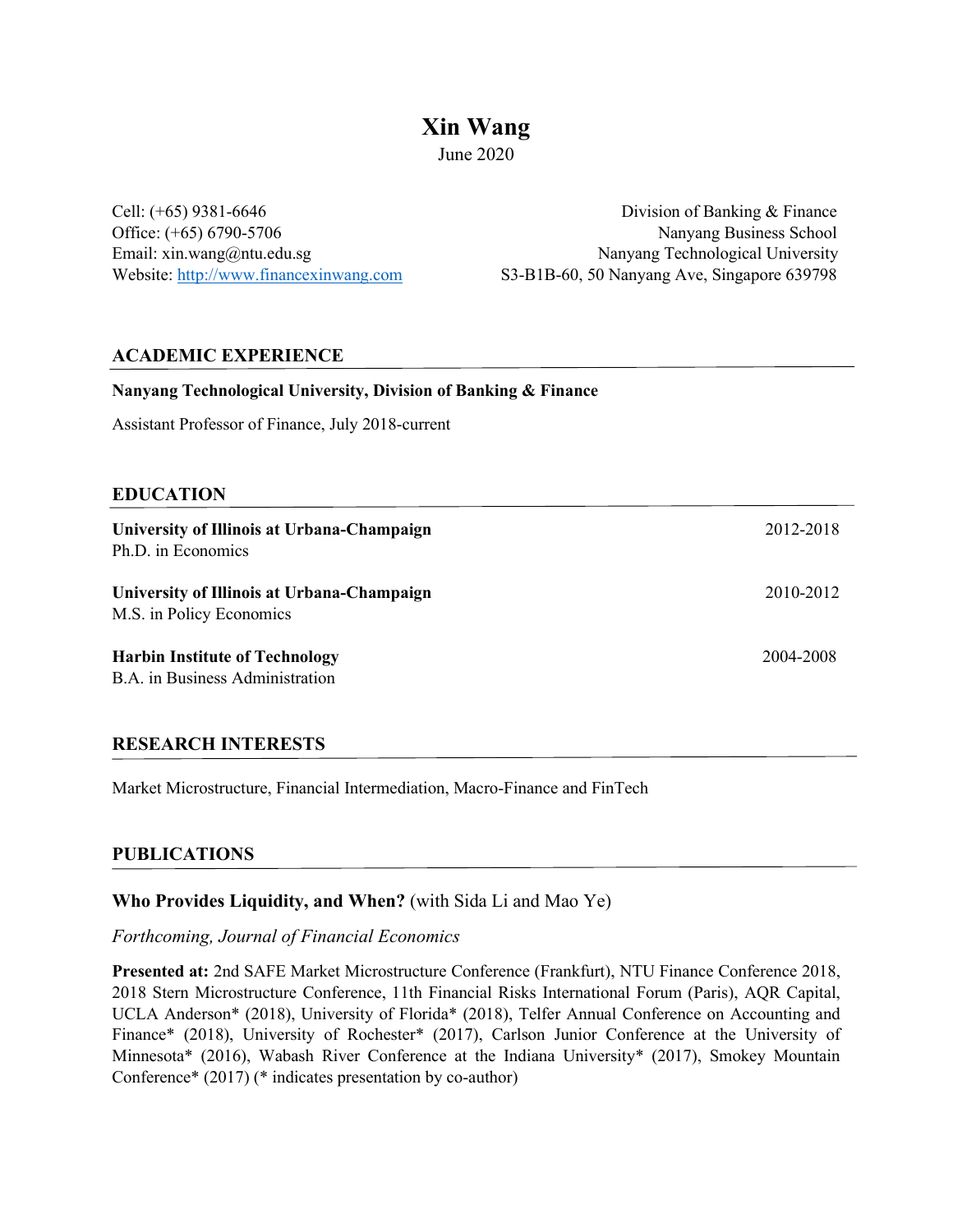# Xin Wang

June 2020

Cell: (+65) 9381-6646
Office: (+65) 6790-5706
Email: xin.wang@ntu.edu.sg
Website: http://www.financexinwang.com

Division of Banking & Finance
Nanyang Business School
Nanyang Technological University
S3-B1B-60, 50 Nanyang Ave, Singapore 639798

## ACADEMIC EXPERIENCE

**Nanyang Technological University, Division of Banking & Finance**

Assistant Professor of Finance, July 2018-current

## EDUCATION

**University of Illinois at Urbana-Champaign** 2012-2018
Ph.D. in Economics

**University of Illinois at Urbana-Champaign** 2010-2012
M.S. in Policy Economics

**Harbin Institute of Technology** 2004-2008
B.A. in Business Administration

## RESEARCH INTERESTS

Market Microstructure, Financial Intermediation, Macro-Finance and FinTech

## PUBLICATIONS

### Who Provides Liquidity, and When? (with Sida Li and Mao Ye)

*Forthcoming, Journal of Financial Economics*

**Presented at:** 2nd SAFE Market Microstructure Conference (Frankfurt), NTU Finance Conference 2018, 2018 Stern Microstructure Conference, 11th Financial Risks International Forum (Paris), AQR Capital, UCLA Anderson* (2018), University of Florida* (2018), Telfer Annual Conference on Accounting and Finance* (2018), University of Rochester* (2017), Carlson Junior Conference at the University of Minnesota* (2016), Wabash River Conference at the Indiana University* (2017), Smokey Mountain Conference* (2017) (* indicates presentation by co-author)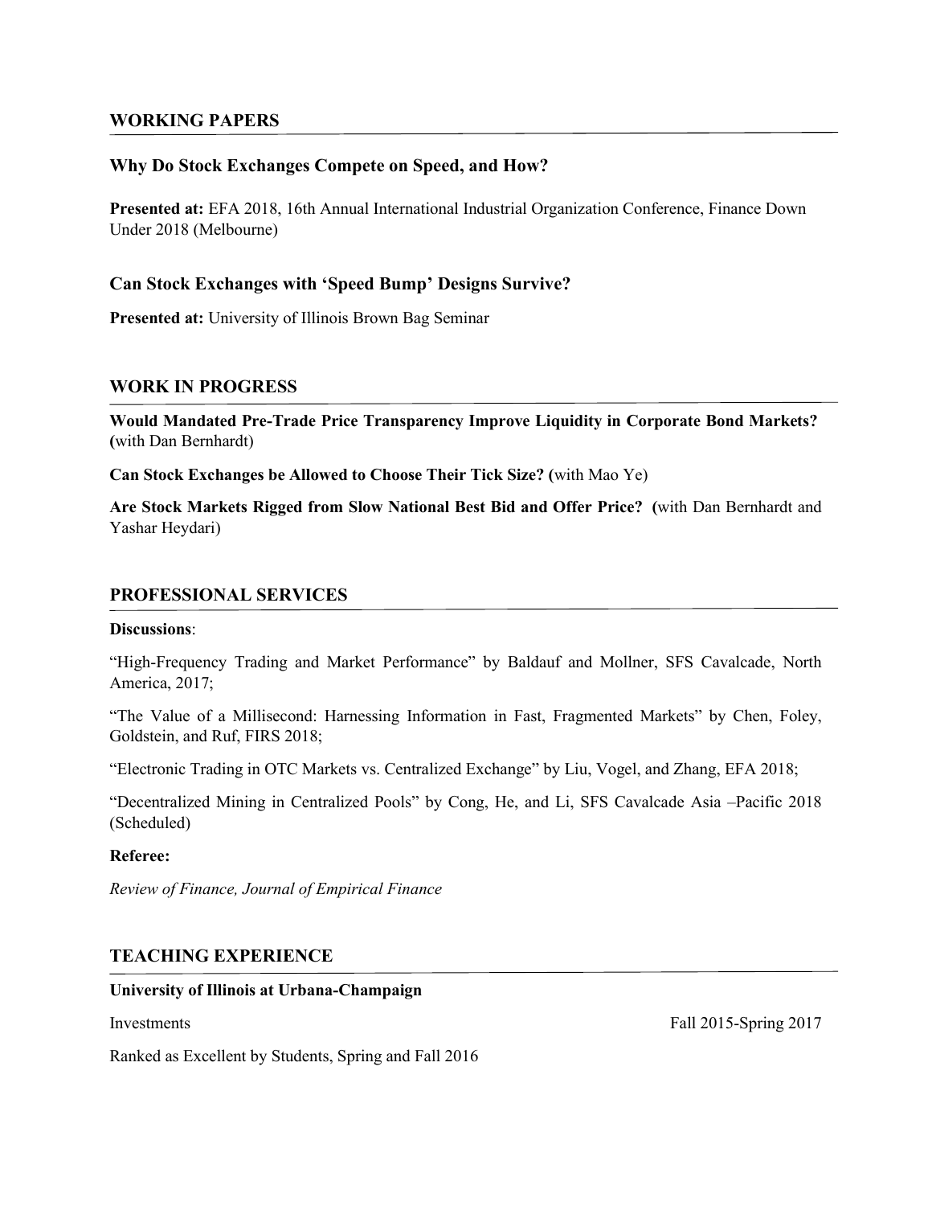## WORKING PAPERS

### Why Do Stock Exchanges Compete on Speed, and How?

**Presented at:** EFA 2018, 16th Annual International Industrial Organization Conference, Finance Down Under 2018 (Melbourne)

### Can Stock Exchanges with 'Speed Bump' Designs Survive?

**Presented at:** University of Illinois Brown Bag Seminar

## WORK IN PROGRESS

**Would Mandated Pre-Trade Price Transparency Improve Liquidity in Corporate Bond Markets? (**with Dan Bernhardt)

**Can Stock Exchanges be Allowed to Choose Their Tick Size? (**with Mao Ye)

**Are Stock Markets Rigged from Slow National Best Bid and Offer Price? (**with Dan Bernhardt and Yashar Heydari)

## PROFESSIONAL SERVICES

**Discussions**:

"High-Frequency Trading and Market Performance" by Baldauf and Mollner, SFS Cavalcade, North America, 2017;

"The Value of a Millisecond: Harnessing Information in Fast, Fragmented Markets" by Chen, Foley, Goldstein, and Ruf, FIRS 2018;

"Electronic Trading in OTC Markets vs. Centralized Exchange" by Liu, Vogel, and Zhang, EFA 2018;

"Decentralized Mining in Centralized Pools" by Cong, He, and Li, SFS Cavalcade Asia –Pacific 2018 (Scheduled)

**Referee:**

*Review of Finance, Journal of Empirical Finance*

## TEACHING EXPERIENCE

**University of Illinois at Urbana-Champaign**

Investments — Fall 2015-Spring 2017

Ranked as Excellent by Students, Spring and Fall 2016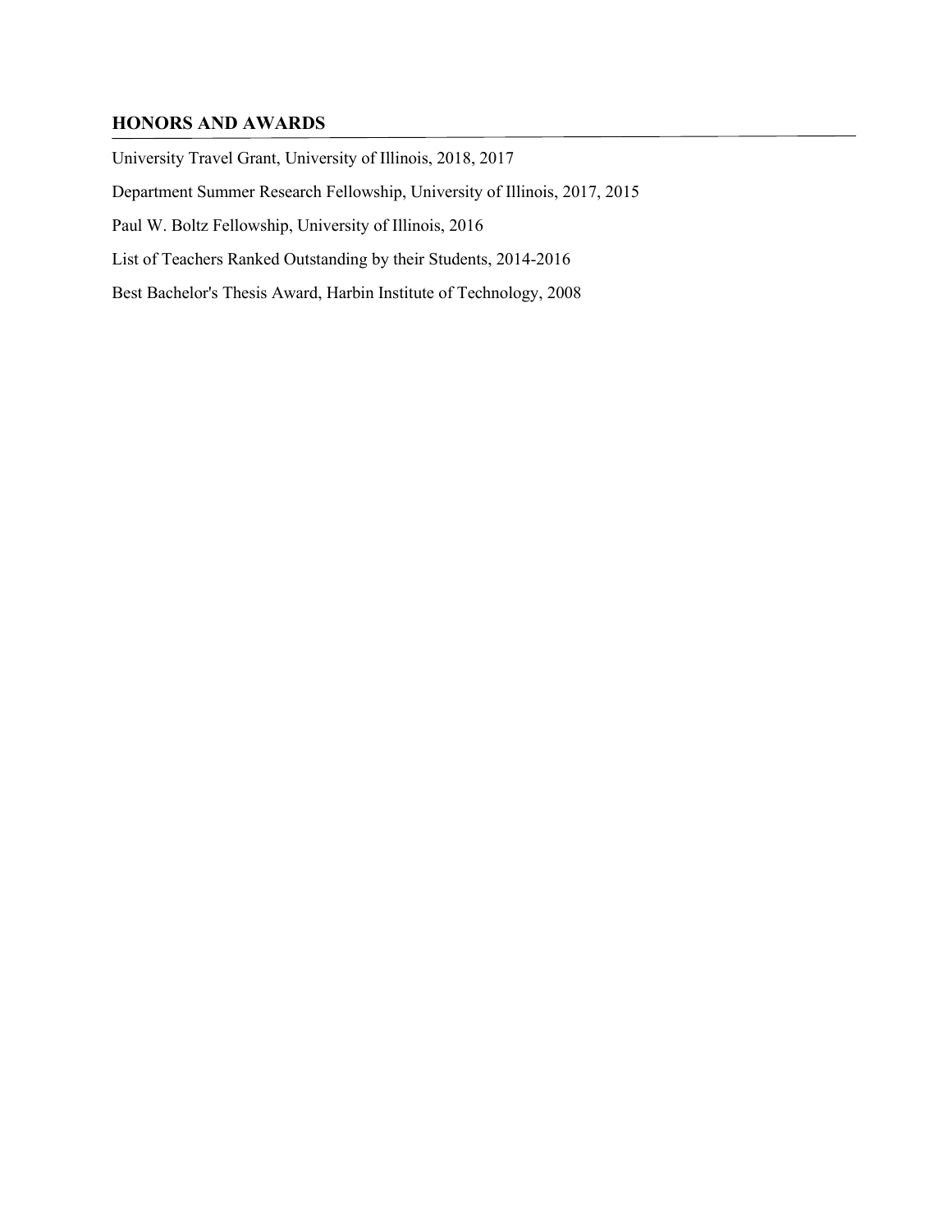## HONORS AND AWARDS

University Travel Grant, University of Illinois, 2018, 2017

Department Summer Research Fellowship, University of Illinois, 2017, 2015

Paul W. Boltz Fellowship, University of Illinois, 2016

List of Teachers Ranked Outstanding by their Students, 2014-2016

Best Bachelor's Thesis Award, Harbin Institute of Technology, 2008